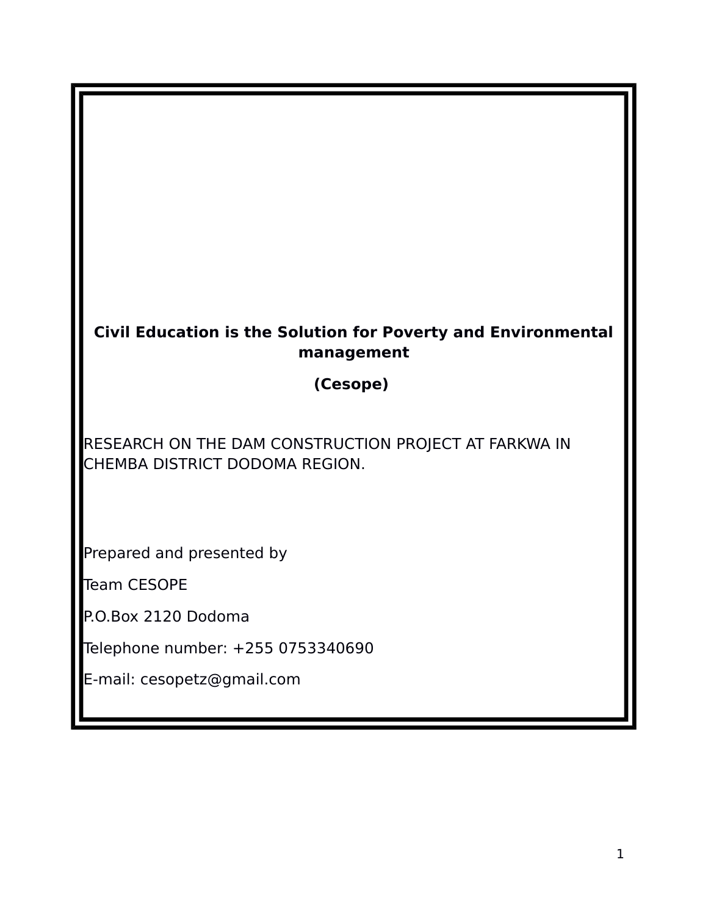**Civil Education is the Solution for Poverty and Environmental management**

**(Cesope)**

RESEARCH ON THE DAM CONSTRUCTION PROJECT AT FARKWA IN CHEMBA DISTRICT DODOMA REGION.

Prepared and presented by

Team CESOPE

P.O.Box 2120 Dodoma

Telephone number: +255 0753340690

E-mail: cesopetz@gmail.com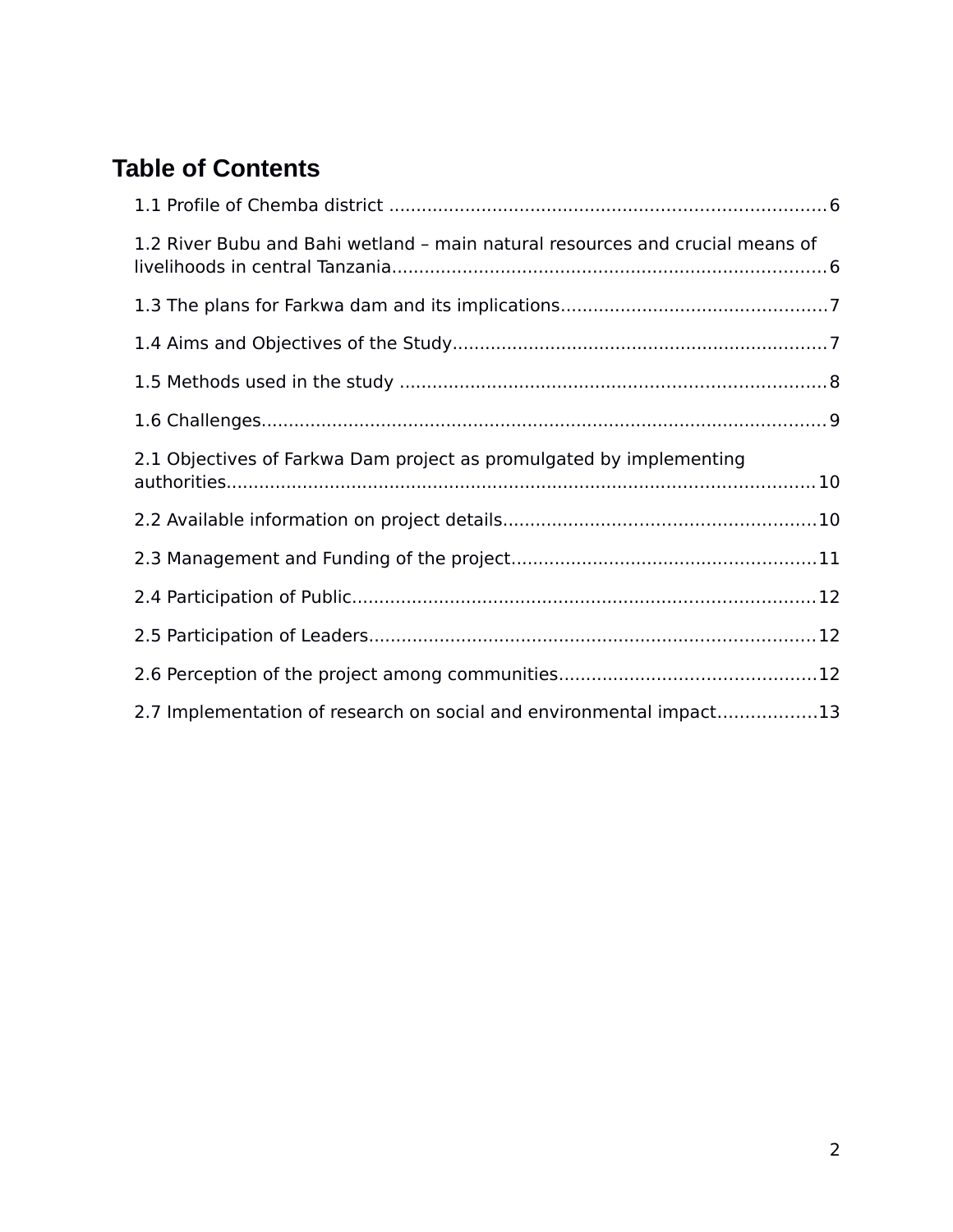# Table of Contents

1.1 Profile of Chemba district ................................................................................ 6

1.2 River Bubu and Bahi wetland – main natural resources and crucial means of livelihoods in central Tanzania ................................................................................ 6

1.3 The plans for Farkwa dam and its implications ................................................ 7

1.4 Aims and Objectives of the Study .................................................................... 7

1.5 Methods used in the study ................................................................................ 8

1.6 Challenges ......................................................................................................... 9

2.1 Objectives of Farkwa Dam project as promulgated by implementing authorities ........................................................................................................... 10

2.2 Available information on project details ......................................................... 10

2.3 Management and Funding of the project ......................................................... 11

2.4 Participation of Public ...................................................................................... 12

2.5 Participation of Leaders .................................................................................... 12

2.6 Perception of the project among communities ................................................ 12

2.7 Implementation of research on social and environmental impact .................. 13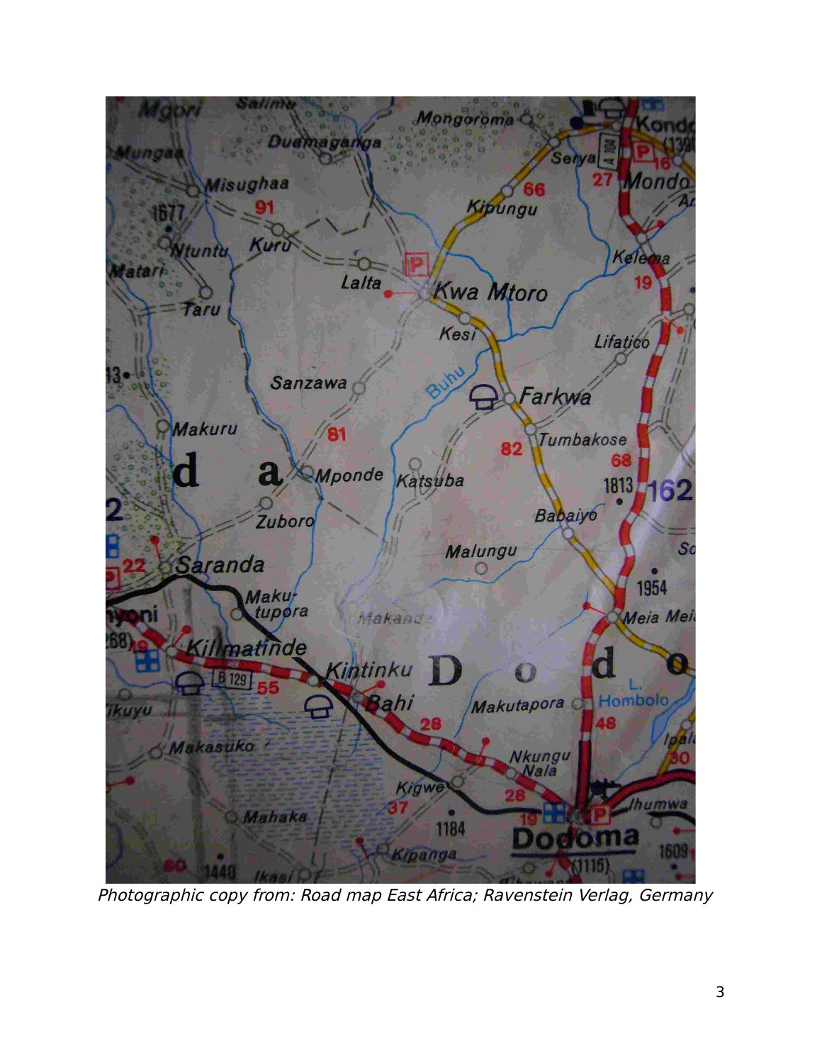*Photographic copy from: Road map East Africa; Ravenstein Verlag, Germany*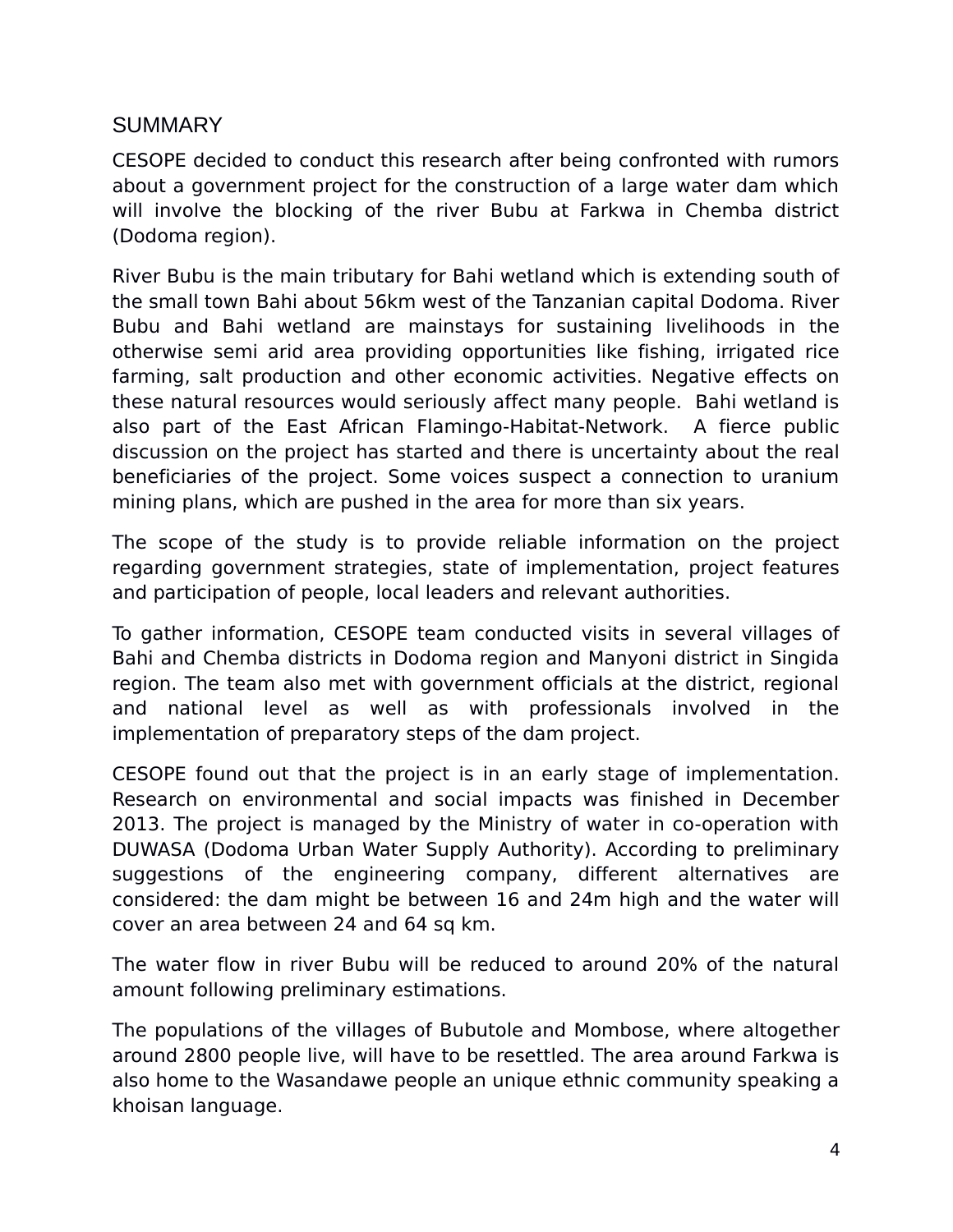# SUMMARY

CESOPE decided to conduct this research after being confronted with rumors about a government project for the construction of a large water dam which will involve the blocking of the river Bubu at Farkwa in Chemba district (Dodoma region).

River Bubu is the main tributary for Bahi wetland which is extending south of the small town Bahi about 56km west of the Tanzanian capital Dodoma. River Bubu and Bahi wetland are mainstays for sustaining livelihoods in the otherwise semi arid area providing opportunities like fishing, irrigated rice farming, salt production and other economic activities. Negative effects on these natural resources would seriously affect many people. Bahi wetland is also part of the East African Flamingo-Habitat-Network. A fierce public discussion on the project has started and there is uncertainty about the real beneficiaries of the project. Some voices suspect a connection to uranium mining plans, which are pushed in the area for more than six years.

The scope of the study is to provide reliable information on the project regarding government strategies, state of implementation, project features and participation of people, local leaders and relevant authorities.

To gather information, CESOPE team conducted visits in several villages of Bahi and Chemba districts in Dodoma region and Manyoni district in Singida region. The team also met with government officials at the district, regional and national level as well as with professionals involved in the implementation of preparatory steps of the dam project.

CESOPE found out that the project is in an early stage of implementation. Research on environmental and social impacts was finished in December 2013. The project is managed by the Ministry of water in co-operation with DUWASA (Dodoma Urban Water Supply Authority). According to preliminary suggestions of the engineering company, different alternatives are considered: the dam might be between 16 and 24m high and the water will cover an area between 24 and 64 sq km.

The water flow in river Bubu will be reduced to around 20% of the natural amount following preliminary estimations.

The populations of the villages of Bubutole and Mombose, where altogether around 2800 people live, will have to be resettled. The area around Farkwa is also home to the Wasandawe people an unique ethnic community speaking a khoisan language.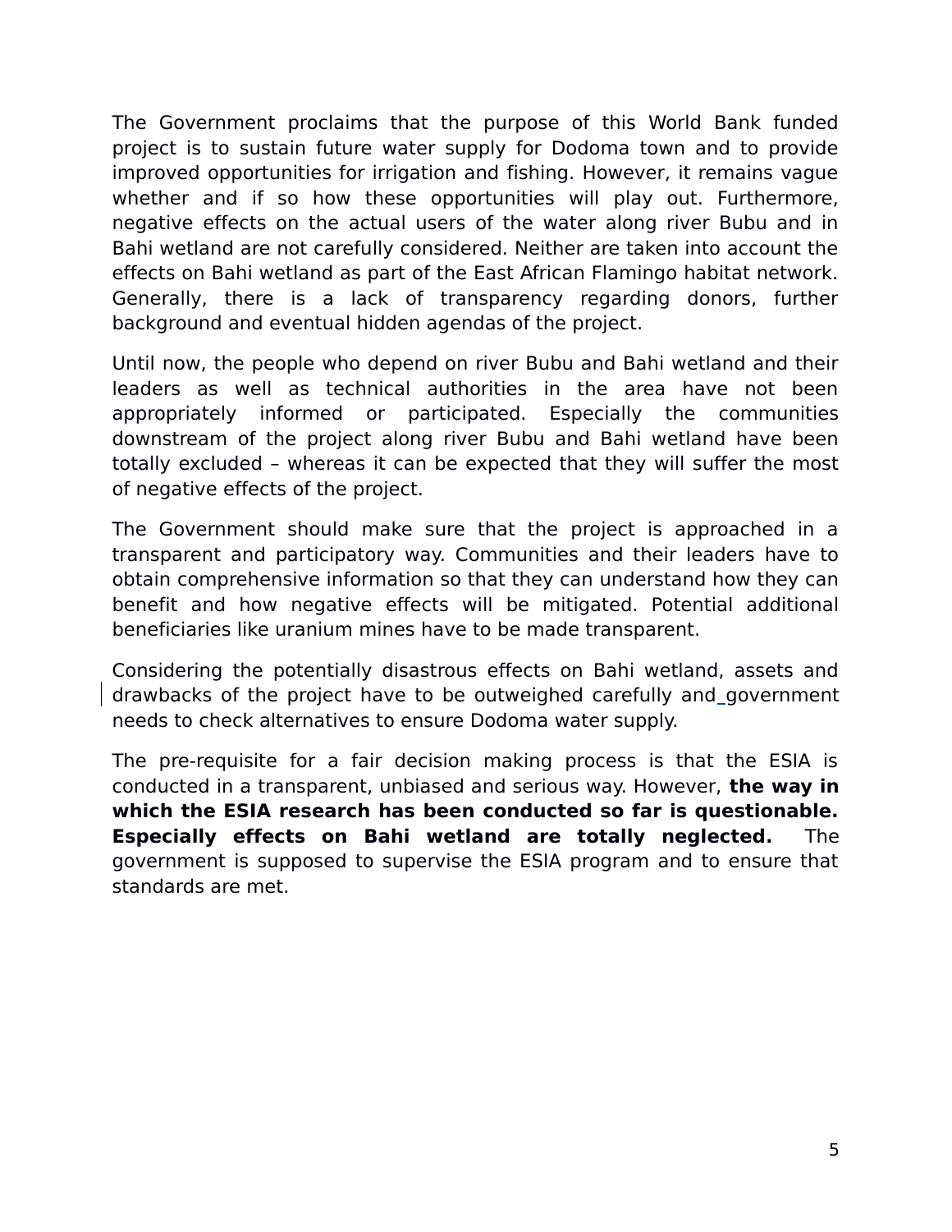The Government proclaims that the purpose of this World Bank funded project is to sustain future water supply for Dodoma town and to provide improved opportunities for irrigation and fishing. However, it remains vague whether and if so how these opportunities will play out. Furthermore, negative effects on the actual users of the water along river Bubu and in Bahi wetland are not carefully considered. Neither are taken into account the effects on Bahi wetland as part of the East African Flamingo habitat network. Generally, there is a lack of transparency regarding donors, further background and eventual hidden agendas of the project.

Until now, the people who depend on river Bubu and Bahi wetland and their leaders as well as technical authorities in the area have not been appropriately informed or participated. Especially the communities downstream of the project along river Bubu and Bahi wetland have been totally excluded – whereas it can be expected that they will suffer the most of negative effects of the project.

The Government should make sure that the project is approached in a transparent and participatory way. Communities and their leaders have to obtain comprehensive information so that they can understand how they can benefit and how negative effects will be mitigated. Potential additional beneficiaries like uranium mines have to be made transparent.

Considering the potentially disastrous effects on Bahi wetland, assets and drawbacks of the project have to be outweighed carefully and government needs to check alternatives to ensure Dodoma water supply.

The pre-requisite for a fair decision making process is that the ESIA is conducted in a transparent, unbiased and serious way. However, **the way in which the ESIA research has been conducted so far is questionable. Especially effects on Bahi wetland are totally neglected.** The government is supposed to supervise the ESIA program and to ensure that standards are met.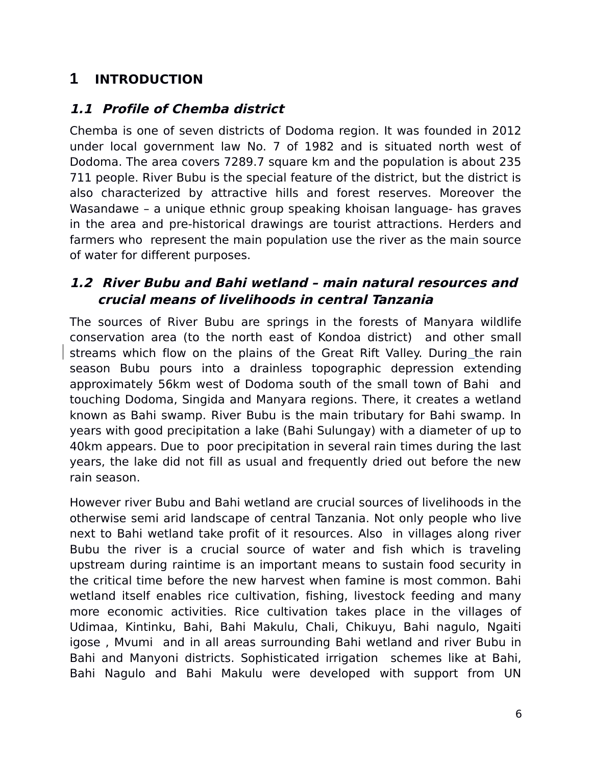# 1 INTRODUCTION

## *1.1 Profile of Chemba district*

Chemba is one of seven districts of Dodoma region. It was founded in 2012 under local government law No. 7 of 1982 and is situated north west of Dodoma. The area covers 7289.7 square km and the population is about 235 711 people. River Bubu is the special feature of the district, but the district is also characterized by attractive hills and forest reserves. Moreover the Wasandawe – a unique ethnic group speaking khoisan language- has graves in the area and pre-historical drawings are tourist attractions. Herders and farmers who represent the main population use the river as the main source of water for different purposes.

## *1.2 River Bubu and Bahi wetland – main natural resources and crucial means of livelihoods in central Tanzania*

The sources of River Bubu are springs in the forests of Manyara wildlife conservation area (to the north east of Kondoa district) and other small streams which flow on the plains of the Great Rift Valley. During the rain season Bubu pours into a drainless topographic depression extending approximately 56km west of Dodoma south of the small town of Bahi and touching Dodoma, Singida and Manyara regions. There, it creates a wetland known as Bahi swamp. River Bubu is the main tributary for Bahi swamp. In years with good precipitation a lake (Bahi Sulungay) with a diameter of up to 40km appears. Due to poor precipitation in several rain times during the last years, the lake did not fill as usual and frequently dried out before the new rain season.

However river Bubu and Bahi wetland are crucial sources of livelihoods in the otherwise semi arid landscape of central Tanzania. Not only people who live next to Bahi wetland take profit of it resources. Also in villages along river Bubu the river is a crucial source of water and fish which is traveling upstream during raintime is an important means to sustain food security in the critical time before the new harvest when famine is most common. Bahi wetland itself enables rice cultivation, fishing, livestock feeding and many more economic activities. Rice cultivation takes place in the villages of Udimaa, Kintinku, Bahi, Bahi Makulu, Chali, Chikuyu, Bahi nagulo, Ngaiti igose , Mvumi and in all areas surrounding Bahi wetland and river Bubu in Bahi and Manyoni districts. Sophisticated irrigation schemes like at Bahi, Bahi Nagulo and Bahi Makulu were developed with support from UN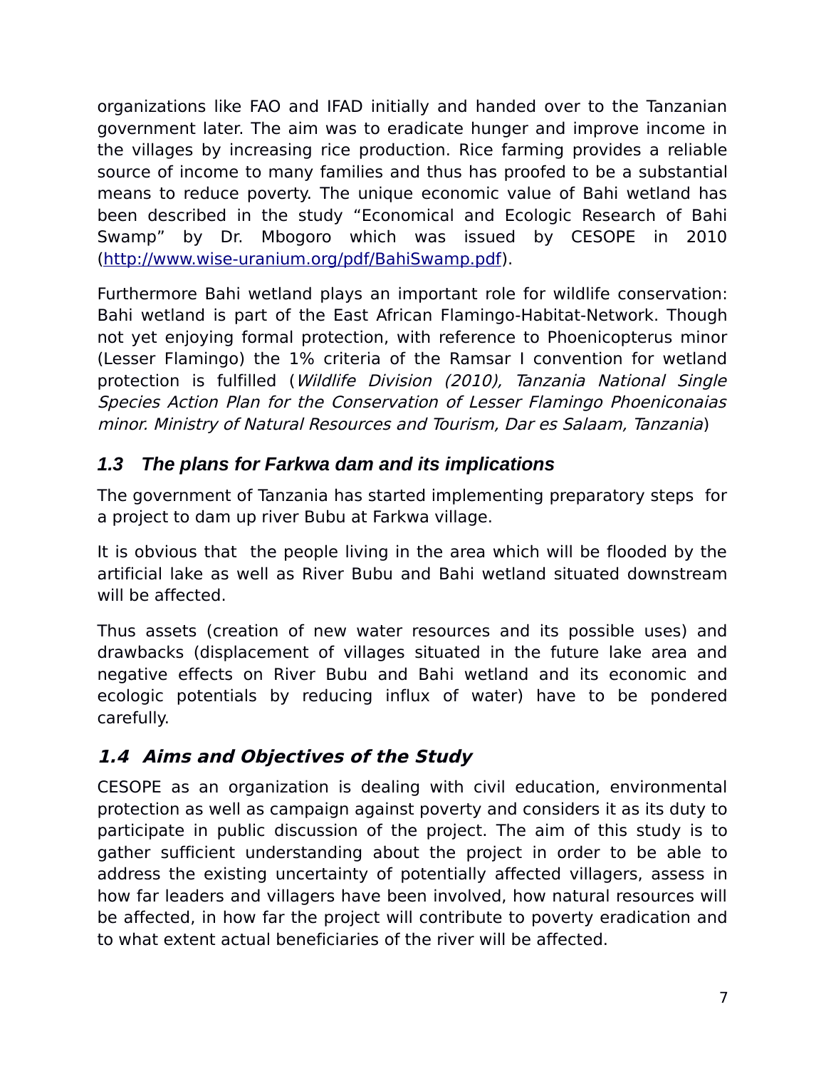organizations like FAO and IFAD initially and handed over to the Tanzanian government later. The aim was to eradicate hunger and improve income in the villages by increasing rice production. Rice farming provides a reliable source of income to many families and thus has proofed to be a substantial means to reduce poverty. The unique economic value of Bahi wetland has been described in the study "Economical and Ecologic Research of Bahi Swamp" by Dr. Mbogoro which was issued by CESOPE in 2010 ([http://www.wise-uranium.org/pdf/BahiSwamp.pdf](http://www.wise-uranium.org/pdf/BahiSwamp.pdf)).

Furthermore Bahi wetland plays an important role for wildlife conservation: Bahi wetland is part of the East African Flamingo-Habitat-Network. Though not yet enjoying formal protection, with reference to Phoenicopterus minor (Lesser Flamingo) the 1% criteria of the Ramsar I convention for wetland protection is fulfilled (*Wildlife Division (2010), Tanzania National Single Species Action Plan for the Conservation of Lesser Flamingo Phoeniconaias minor. Ministry of Natural Resources and Tourism, Dar es Salaam, Tanzania*)

### 1.3 The plans for Farkwa dam and its implications

The government of Tanzania has started implementing preparatory steps for a project to dam up river Bubu at Farkwa village.

It is obvious that the people living in the area which will be flooded by the artificial lake as well as River Bubu and Bahi wetland situated downstream will be affected.

Thus assets (creation of new water resources and its possible uses) and drawbacks (displacement of villages situated in the future lake area and negative effects on River Bubu and Bahi wetland and its economic and ecologic potentials by reducing influx of water) have to be pondered carefully.

### 1.4 Aims and Objectives of the Study

CESOPE as an organization is dealing with civil education, environmental protection as well as campaign against poverty and considers it as its duty to participate in public discussion of the project. The aim of this study is to gather sufficient understanding about the project in order to be able to address the existing uncertainty of potentially affected villagers, assess in how far leaders and villagers have been involved, how natural resources will be affected, in how far the project will contribute to poverty eradication and to what extent actual beneficiaries of the river will be affected.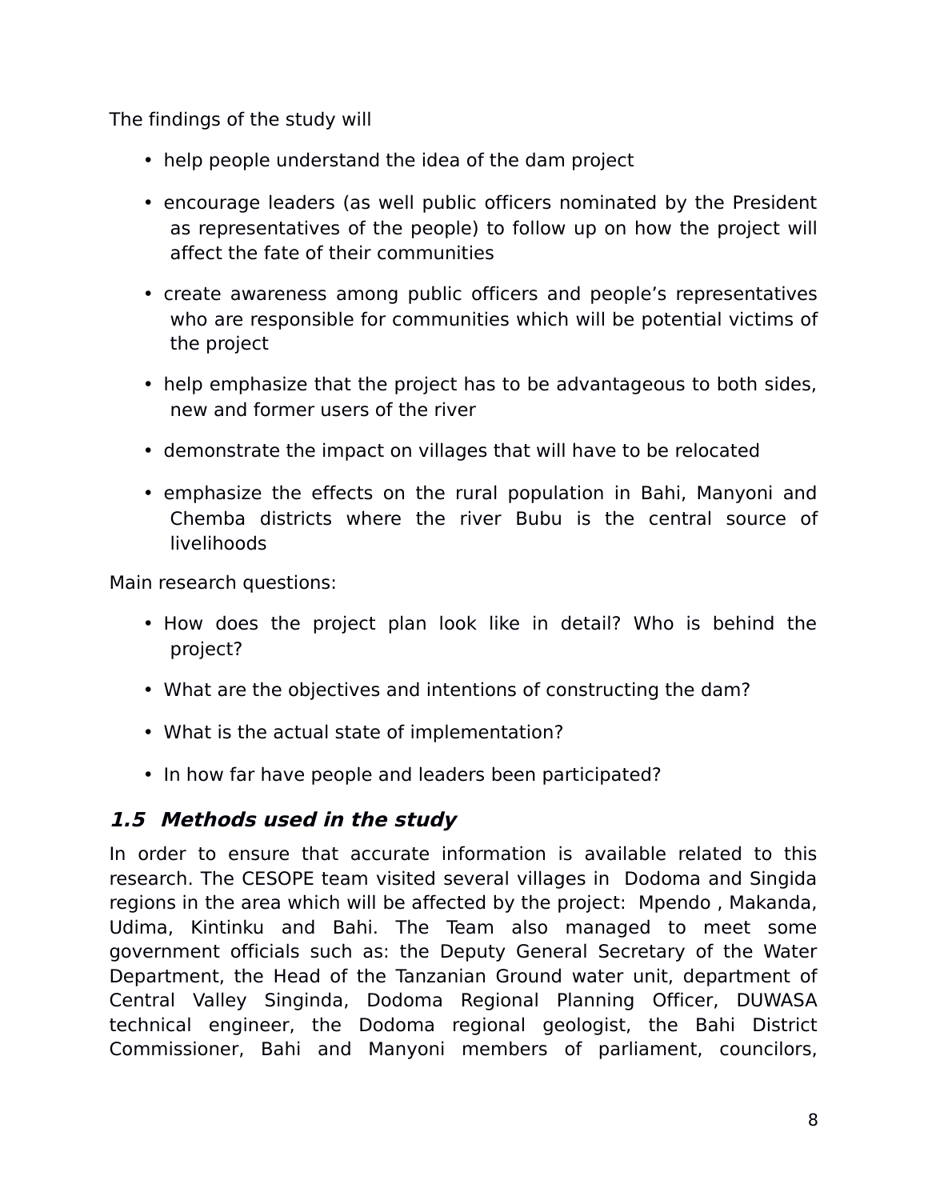The findings of the study will

- help people understand the idea of the dam project
- encourage leaders (as well public officers nominated by the President as representatives of the people) to follow up on how the project will affect the fate of their communities
- create awareness among public officers and people's representatives who are responsible for communities which will be potential victims of the project
- help emphasize that the project has to be advantageous to both sides, new and former users of the river
- demonstrate the impact on villages that will have to be relocated
- emphasize the effects on the rural population in Bahi, Manyoni and Chemba districts where the river Bubu is the central source of livelihoods

Main research questions:

- How does the project plan look like in detail? Who is behind the project?
- What are the objectives and intentions of constructing the dam?
- What is the actual state of implementation?
- In how far have people and leaders been participated?

### *1.5 Methods used in the study*

In order to ensure that accurate information is available related to this research. The CESOPE team visited several villages in Dodoma and Singida regions in the area which will be affected by the project: Mpendo , Makanda, Udima, Kintinku and Bahi. The Team also managed to meet some government officials such as: the Deputy General Secretary of the Water Department, the Head of the Tanzanian Ground water unit, department of Central Valley Singinda, Dodoma Regional Planning Officer, DUWASA technical engineer, the Dodoma regional geologist, the Bahi District Commissioner, Bahi and Manyoni members of parliament, councilors,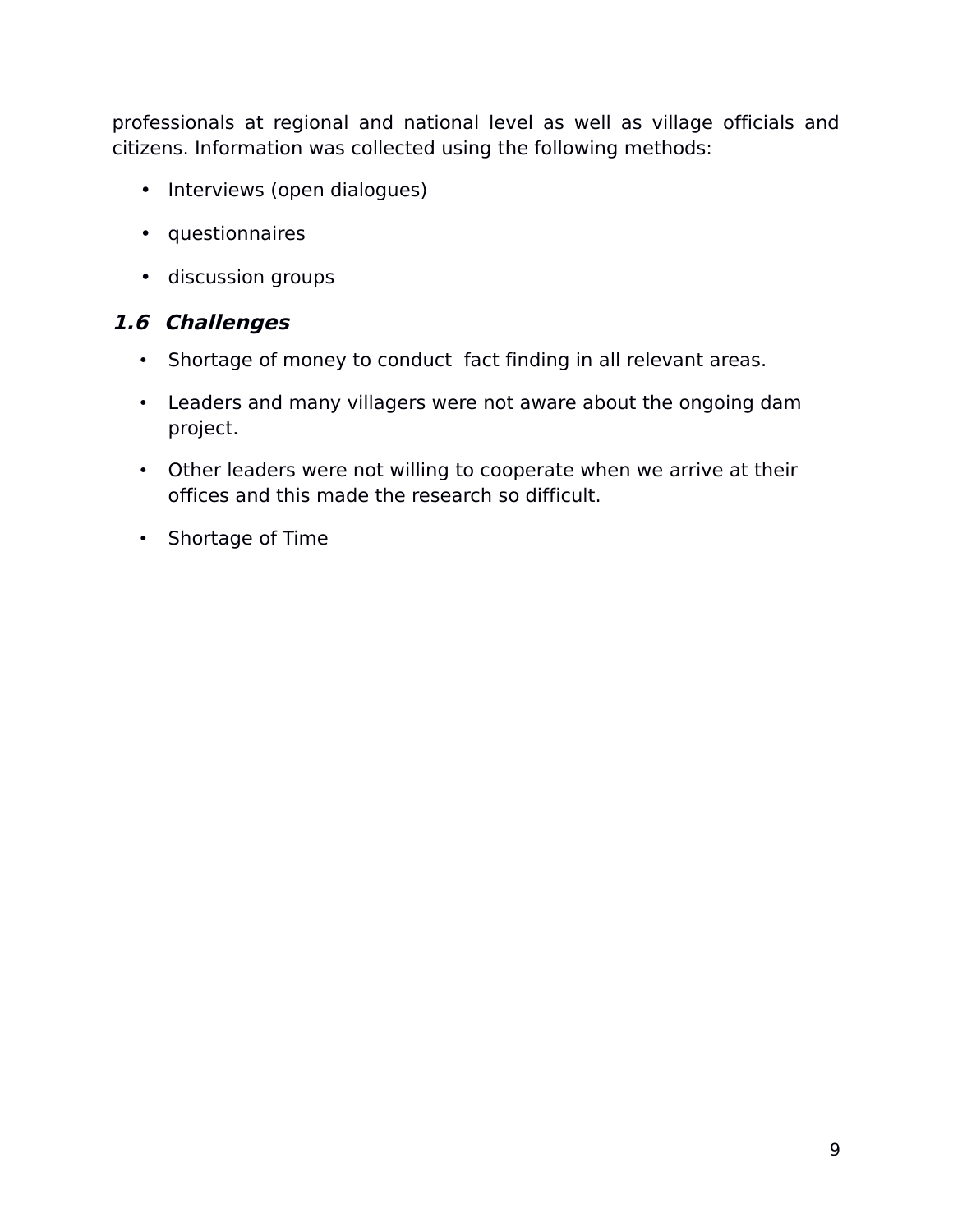professionals at regional and national level as well as village officials and citizens. Information was collected using the following methods:

- Interviews (open dialogues)
- questionnaires
- discussion groups

### *1.6 Challenges*

- Shortage of money to conduct fact finding in all relevant areas.
- Leaders and many villagers were not aware about the ongoing dam project.
- Other leaders were not willing to cooperate when we arrive at their offices and this made the research so difficult.
- Shortage of Time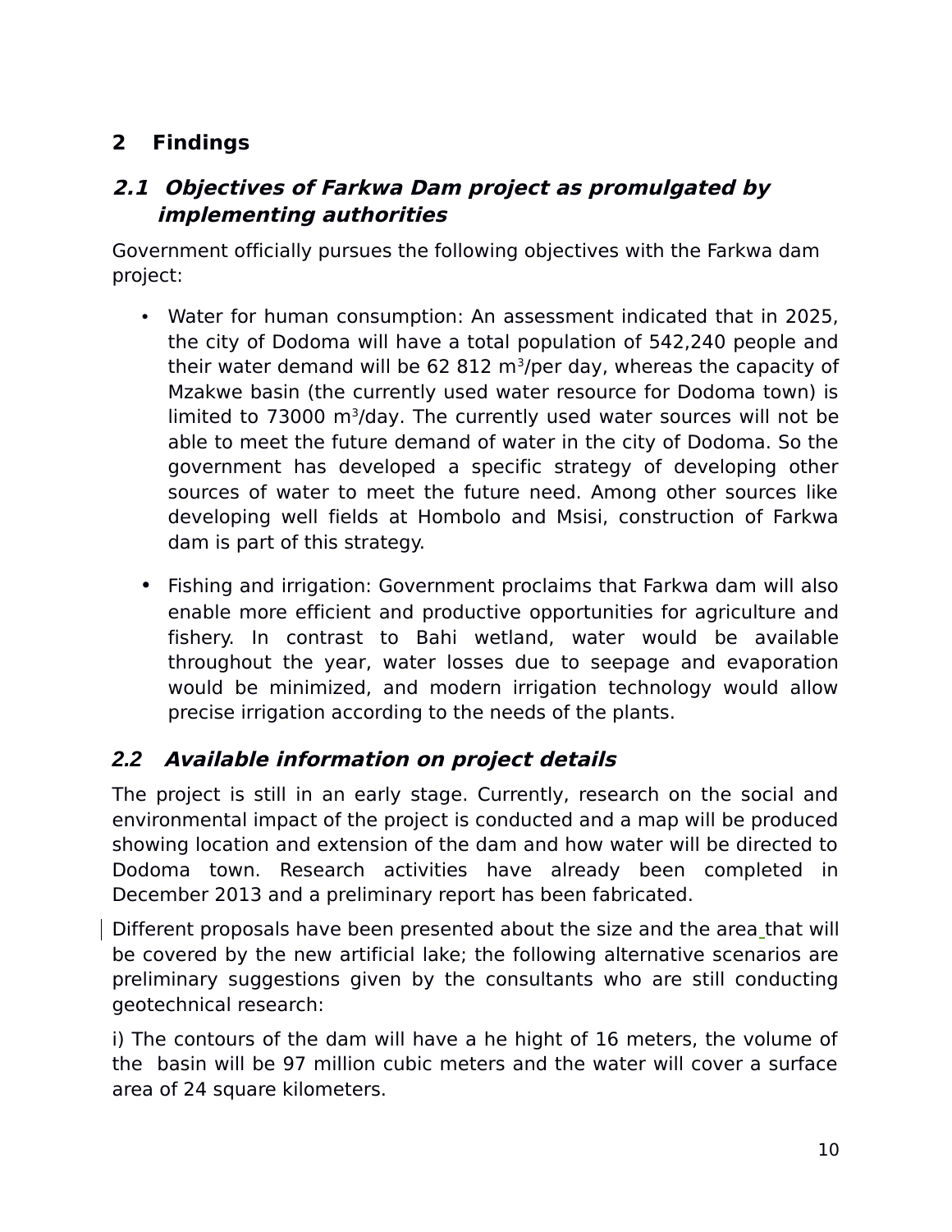# 2 Findings

## *2.1 Objectives of Farkwa Dam project as promulgated by implementing authorities*

Government officially pursues the following objectives with the Farkwa dam project:

- Water for human consumption: An assessment indicated that in 2025, the city of Dodoma will have a total population of 542,240 people and their water demand will be 62 812 $m^3$/per day, whereas the capacity of Mzakwe basin (the currently used water resource for Dodoma town) is limited to 73000 $m^3$/day. The currently used water sources will not be able to meet the future demand of water in the city of Dodoma. So the government has developed a specific strategy of developing other sources of water to meet the future need. Among other sources like developing well fields at Hombolo and Msisi, construction of Farkwa dam is part of this strategy.

- Fishing and irrigation: Government proclaims that Farkwa dam will also enable more efficient and productive opportunities for agriculture and fishery. In contrast to Bahi wetland, water would be available throughout the year, water losses due to seepage and evaporation would be minimized, and modern irrigation technology would allow precise irrigation according to the needs of the plants.

## *2.2 Available information on project details*

The project is still in an early stage. Currently, research on the social and environmental impact of the project is conducted and a map will be produced showing location and extension of the dam and how water will be directed to Dodoma town. Research activities have already been completed in December 2013 and a preliminary report has been fabricated.

Different proposals have been presented about the size and the area that will be covered by the new artificial lake; the following alternative scenarios are preliminary suggestions given by the consultants who are still conducting geotechnical research:

i) The contours of the dam will have a he hight of 16 meters, the volume of the basin will be 97 million cubic meters and the water will cover a surface area of 24 square kilometers.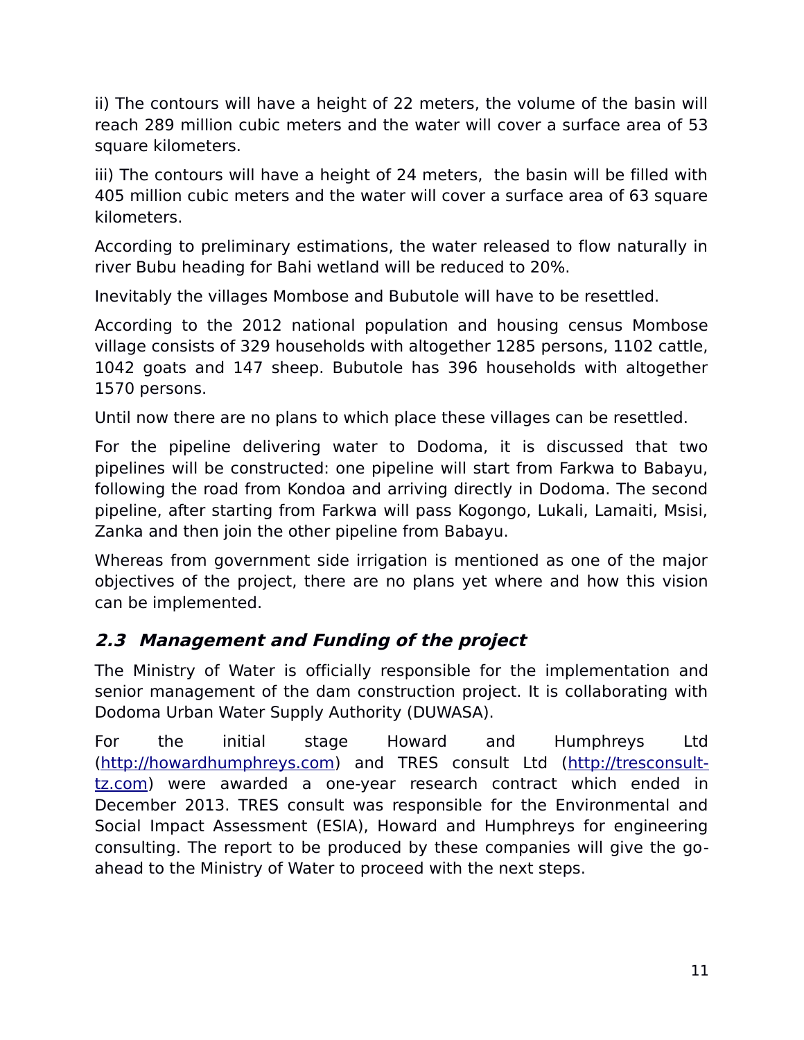ii) The contours will have a height of 22 meters, the volume of the basin will reach 289 million cubic meters and the water will cover a surface area of 53 square kilometers.

iii) The contours will have a height of 24 meters, the basin will be filled with 405 million cubic meters and the water will cover a surface area of 63 square kilometers.

According to preliminary estimations, the water released to flow naturally in river Bubu heading for Bahi wetland will be reduced to 20%.

Inevitably the villages Mombose and Bubutole will have to be resettled.

According to the 2012 national population and housing census Mombose village consists of 329 households with altogether 1285 persons, 1102 cattle, 1042 goats and 147 sheep. Bubutole has 396 households with altogether 1570 persons.

Until now there are no plans to which place these villages can be resettled.

For the pipeline delivering water to Dodoma, it is discussed that two pipelines will be constructed: one pipeline will start from Farkwa to Babayu, following the road from Kondoa and arriving directly in Dodoma. The second pipeline, after starting from Farkwa will pass Kogongo, Lukali, Lamaiti, Msisi, Zanka and then join the other pipeline from Babayu.

Whereas from government side irrigation is mentioned as one of the major objectives of the project, there are no plans yet where and how this vision can be implemented.

## *2.3 Management and Funding of the project*

The Ministry of Water is officially responsible for the implementation and senior management of the dam construction project. It is collaborating with Dodoma Urban Water Supply Authority (DUWASA).

For the initial stage Howard and Humphreys Ltd (http://howardhumphreys.com) and TRES consult Ltd (http://tresconsult-tz.com) were awarded a one-year research contract which ended in December 2013. TRES consult was responsible for the Environmental and Social Impact Assessment (ESIA), Howard and Humphreys for engineering consulting. The report to be produced by these companies will give the go-ahead to the Ministry of Water to proceed with the next steps.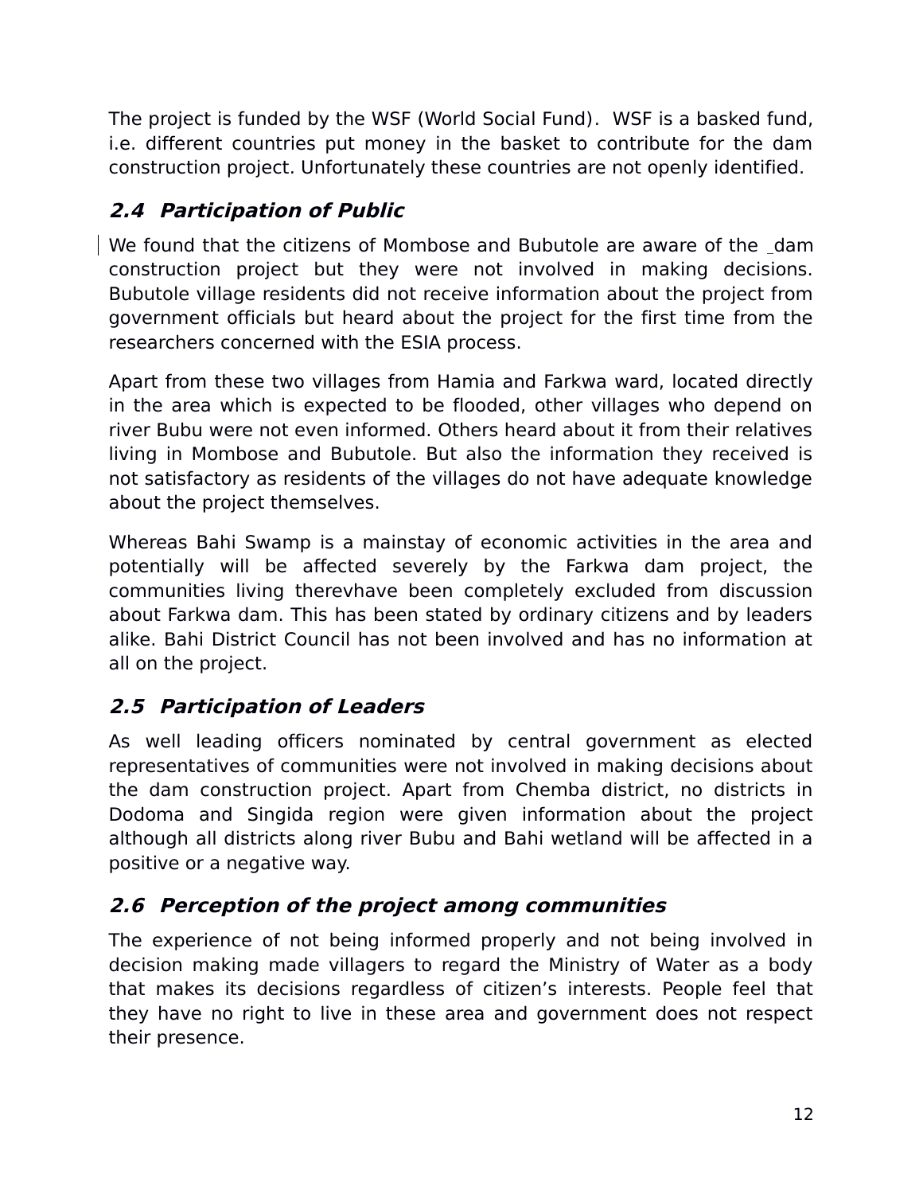The project is funded by the WSF (World Social Fund). WSF is a basked fund, i.e. different countries put money in the basket to contribute for the dam construction project. Unfortunately these countries are not openly identified.

### *2.4 Participation of Public*

We found that the citizens of Mombose and Bubutole are aware of the dam construction project but they were not involved in making decisions. Bubutole village residents did not receive information about the project from government officials but heard about the project for the first time from the researchers concerned with the ESIA process.

Apart from these two villages from Hamia and Farkwa ward, located directly in the area which is expected to be flooded, other villages who depend on river Bubu were not even informed. Others heard about it from their relatives living in Mombose and Bubutole. But also the information they received is not satisfactory as residents of the villages do not have adequate knowledge about the project themselves.

Whereas Bahi Swamp is a mainstay of economic activities in the area and potentially will be affected severely by the Farkwa dam project, the communities living therevhave been completely excluded from discussion about Farkwa dam. This has been stated by ordinary citizens and by leaders alike. Bahi District Council has not been involved and has no information at all on the project.

### *2.5 Participation of Leaders*

As well leading officers nominated by central government as elected representatives of communities were not involved in making decisions about the dam construction project. Apart from Chemba district, no districts in Dodoma and Singida region were given information about the project although all districts along river Bubu and Bahi wetland will be affected in a positive or a negative way.

### *2.6 Perception of the project among communities*

The experience of not being informed properly and not being involved in decision making made villagers to regard the Ministry of Water as a body that makes its decisions regardless of citizen's interests. People feel that they have no right to live in these area and government does not respect their presence.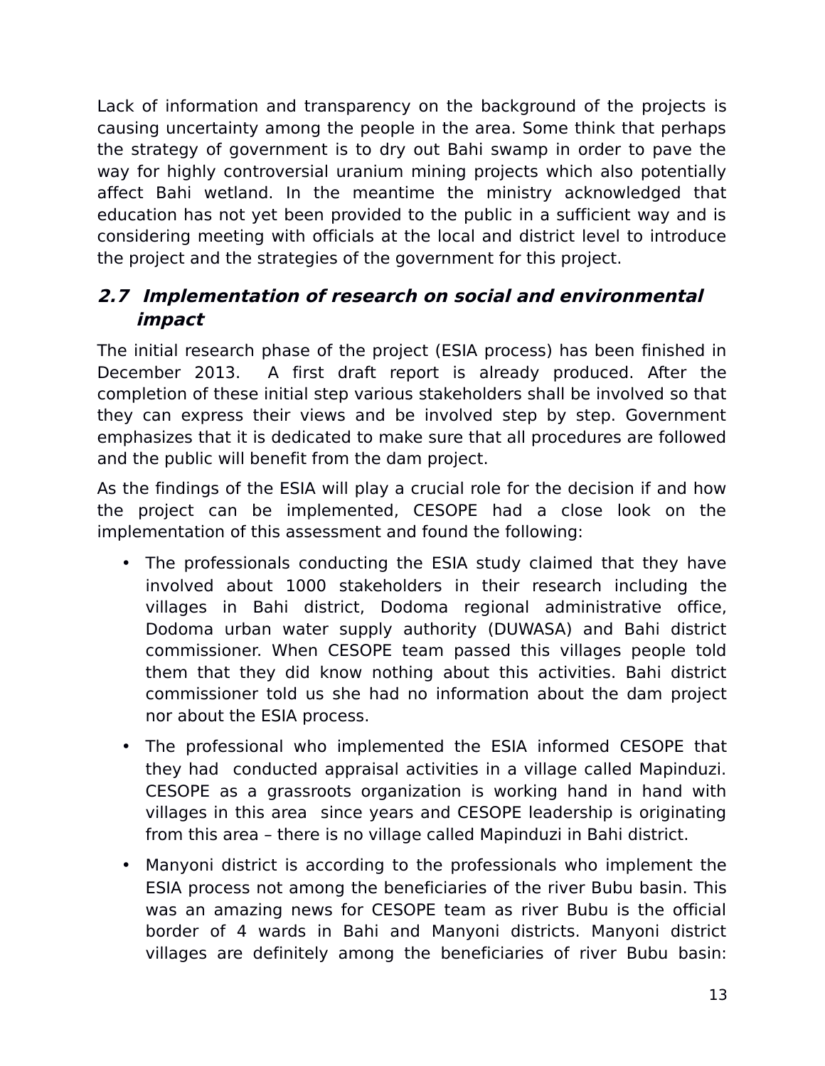Lack of information and transparency on the background of the projects is causing uncertainty among the people in the area. Some think that perhaps the strategy of government is to dry out Bahi swamp in order to pave the way for highly controversial uranium mining projects which also potentially affect Bahi wetland. In the meantime the ministry acknowledged that education has not yet been provided to the public in a sufficient way and is considering meeting with officials at the local and district level to introduce the project and the strategies of the government for this project.

### *2.7 Implementation of research on social and environmental impact*

The initial research phase of the project (ESIA process) has been finished in December 2013.  A first draft report is already produced. After the completion of these initial step various stakeholders shall be involved so that they can express their views and be involved step by step. Government emphasizes that it is dedicated to make sure that all procedures are followed and the public will benefit from the dam project.

As the findings of the ESIA will play a crucial role for the decision if and how the project can be implemented, CESOPE had a close look on the implementation of this assessment and found the following:

- The professionals conducting the ESIA study claimed that they have involved about 1000 stakeholders in their research including the villages in Bahi district, Dodoma regional administrative office, Dodoma urban water supply authority (DUWASA) and Bahi district commissioner. When CESOPE team passed this villages people told them that they did know nothing about this activities. Bahi district commissioner told us she had no information about the dam project nor about the ESIA process.
- The professional who implemented the ESIA informed CESOPE that they had  conducted appraisal activities in a village called Mapinduzi. CESOPE as a grassroots organization is working hand in hand with villages in this area  since years and CESOPE leadership is originating from this area – there is no village called Mapinduzi in Bahi district.
- Manyoni district is according to the professionals who implement the ESIA process not among the beneficiaries of the river Bubu basin. This was an amazing news for CESOPE team as river Bubu is the official border of 4 wards in Bahi and Manyoni districts. Manyoni district villages are definitely among the beneficiaries of river Bubu basin: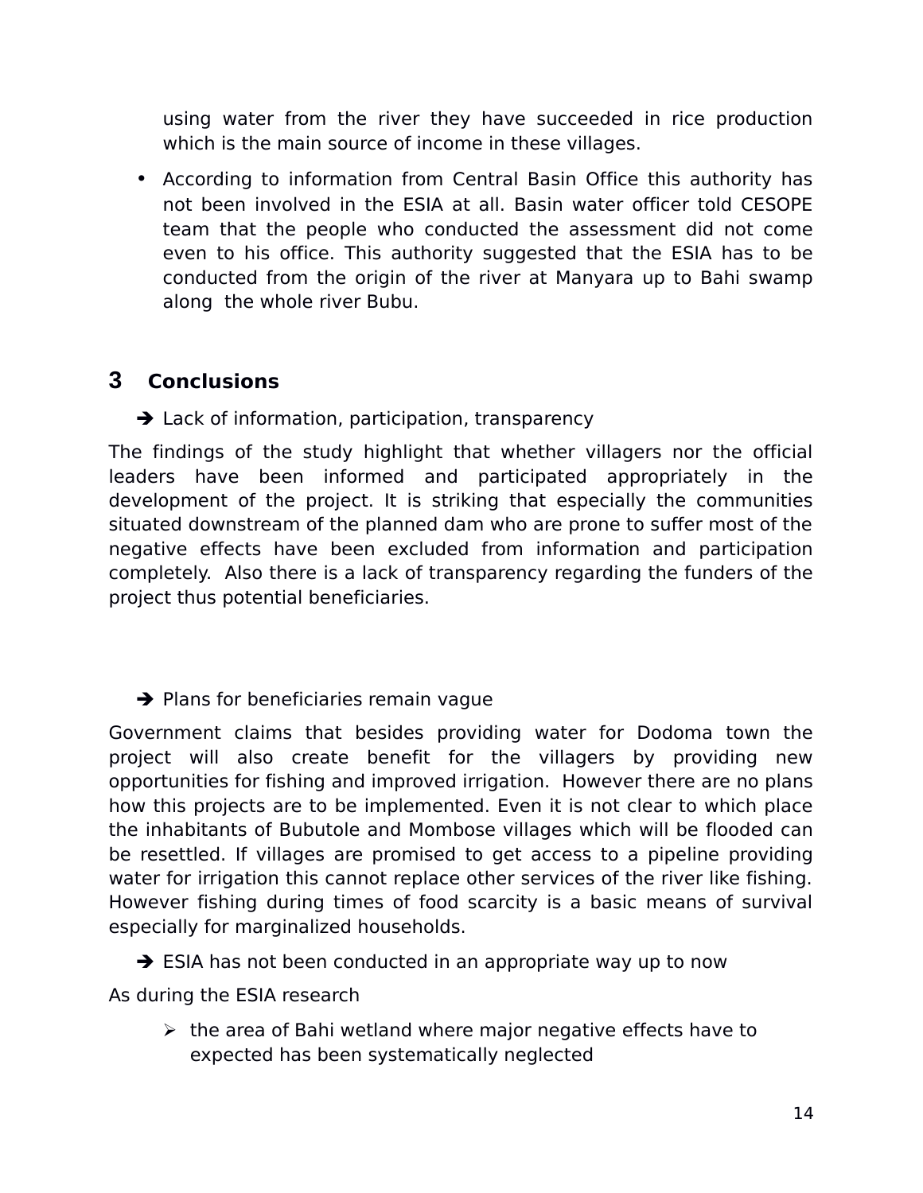using water from the river they have succeeded in rice production which is the main source of income in these villages.

- According to information from Central Basin Office this authority has not been involved in the ESIA at all. Basin water officer told CESOPE team that the people who conducted the assessment did not come even to his office. This authority suggested that the ESIA has to be conducted from the origin of the river at Manyara up to Bahi swamp along the whole river Bubu.

# 3 Conclusions

➔ Lack of information, participation, transparency

The findings of the study highlight that whether villagers nor the official leaders have been informed and participated appropriately in the development of the project. It is striking that especially the communities situated downstream of the planned dam who are prone to suffer most of the negative effects have been excluded from information and participation completely. Also there is a lack of transparency regarding the funders of the project thus potential beneficiaries.

➔ Plans for beneficiaries remain vague

Government claims that besides providing water for Dodoma town the project will also create benefit for the villagers by providing new opportunities for fishing and improved irrigation. However there are no plans how this projects are to be implemented. Even it is not clear to which place the inhabitants of Bubutole and Mombose villages which will be flooded can be resettled. If villages are promised to get access to a pipeline providing water for irrigation this cannot replace other services of the river like fishing. However fishing during times of food scarcity is a basic means of survival especially for marginalized households.

➔ ESIA has not been conducted in an appropriate way up to now

As during the ESIA research

- the area of Bahi wetland where major negative effects have to expected has been systematically neglected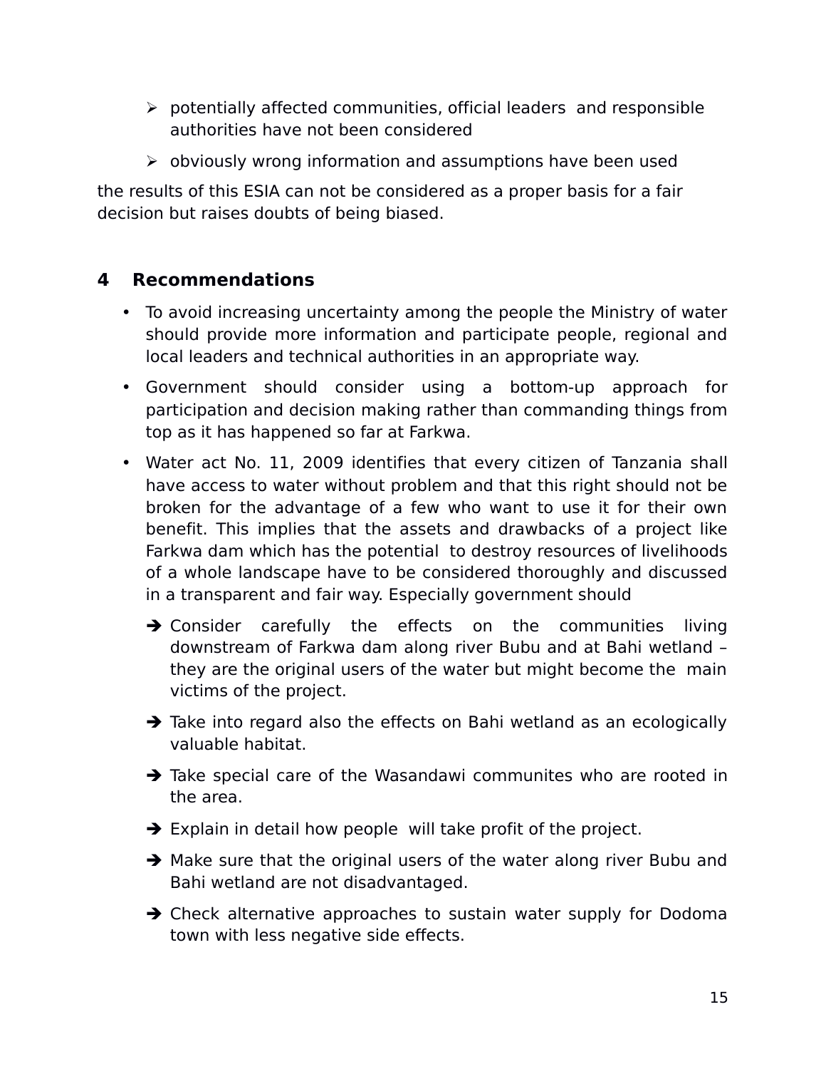- potentially affected communities, official leaders  and responsible authorities have not been considered
- obviously wrong information and assumptions have been used

the results of this ESIA can not be considered as a proper basis for a fair decision but raises doubts of being biased.

## 4 Recommendations

- To avoid increasing uncertainty among the people the Ministry of water should provide more information and participate people, regional and local leaders and technical authorities in an appropriate way.
- Government should consider using a bottom-up approach for participation and decision making rather than commanding things from top as it has happened so far at Farkwa.
- Water act No. 11, 2009 identifies that every citizen of Tanzania shall have access to water without problem and that this right should not be broken for the advantage of a few who want to use it for their own benefit. This implies that the assets and drawbacks of a project like Farkwa dam which has the potential  to destroy resources of livelihoods of a whole landscape have to be considered thoroughly and discussed in a transparent and fair way. Especially government should
  - ➔ Consider carefully the effects on the communities living downstream of Farkwa dam along river Bubu and at Bahi wetland – they are the original users of the water but might become the  main victims of the project.
  - ➔ Take into regard also the effects on Bahi wetland as an ecologically valuable habitat.
  - ➔ Take special care of the Wasandawi communites who are rooted in the area.
  - ➔ Explain in detail how people  will take profit of the project.
  - ➔ Make sure that the original users of the water along river Bubu and Bahi wetland are not disadvantaged.
  - ➔ Check alternative approaches to sustain water supply for Dodoma town with less negative side effects.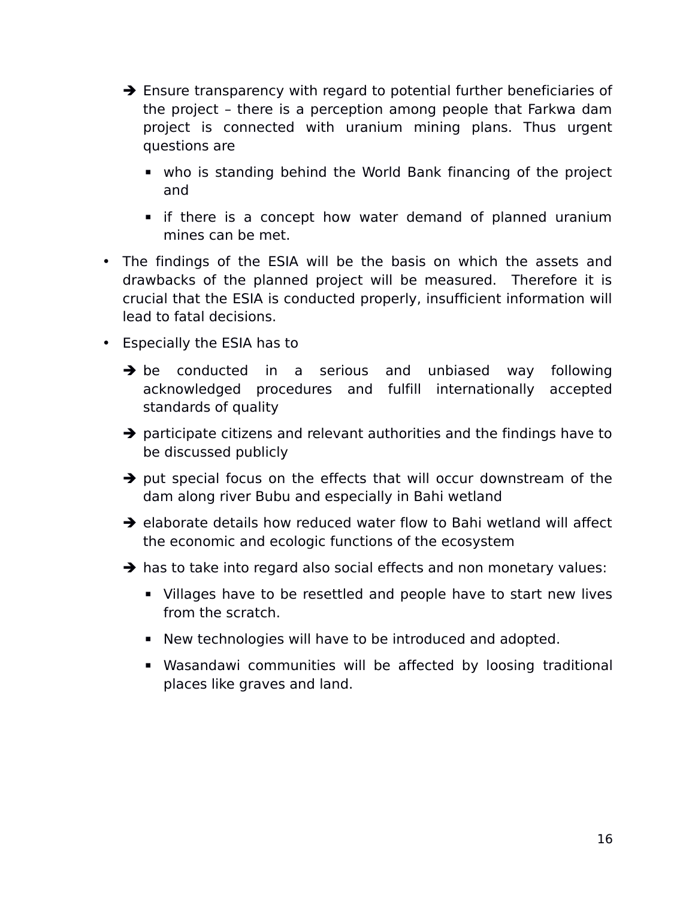- ➔ Ensure transparency with regard to potential further beneficiaries of the project – there is a perception among people that Farkwa dam project is connected with uranium mining plans. Thus urgent questions are
    - who is standing behind the World Bank financing of the project and
    - if there is a concept how water demand of planned uranium mines can be met.

- The findings of the ESIA will be the basis on which the assets and drawbacks of the planned project will be measured. Therefore it is crucial that the ESIA is conducted properly, insufficient information will lead to fatal decisions.

- Especially the ESIA has to
  - ➔ be conducted in a serious and unbiased way following acknowledged procedures and fulfill internationally accepted standards of quality
  - ➔ participate citizens and relevant authorities and the findings have to be discussed publicly
  - ➔ put special focus on the effects that will occur downstream of the dam along river Bubu and especially in Bahi wetland
  - ➔ elaborate details how reduced water flow to Bahi wetland will affect the economic and ecologic functions of the ecosystem
  - ➔ has to take into regard also social effects and non monetary values:
    - Villages have to be resettled and people have to start new lives from the scratch.
    - New technologies will have to be introduced and adopted.
    - Wasandawi communities will be affected by loosing traditional places like graves and land.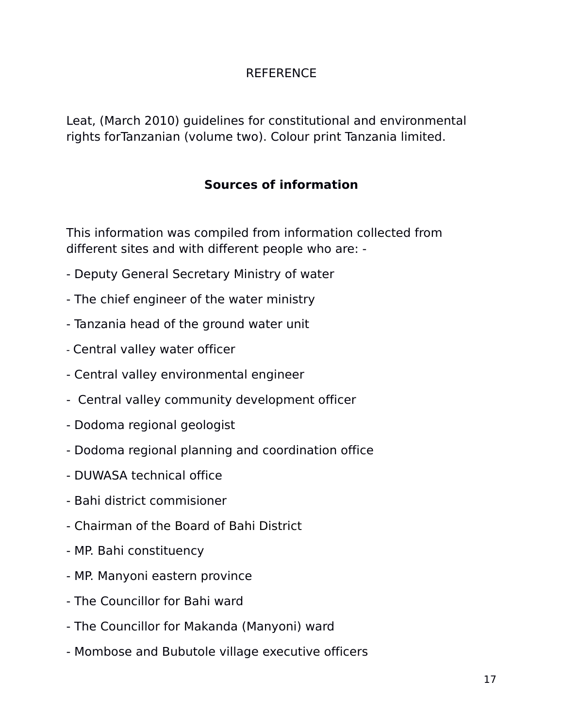# REFERENCE

Leat, (March 2010) guidelines for constitutional and environmental rights forTanzanian (volume two). Colour print Tanzania limited.

## Sources of information

This information was compiled from information collected from different sites and with different people who are: -

- Deputy General Secretary Ministry of water
- The chief engineer of the water ministry
- Tanzania head of the ground water unit
- Central valley water officer
- Central valley environmental engineer
- Central valley community development officer
- Dodoma regional geologist
- Dodoma regional planning and coordination office
- DUWASA technical office
- Bahi district commisioner
- Chairman of the Board of Bahi District
- MP. Bahi constituency
- MP. Manyoni eastern province
- The Councillor for Bahi ward
- The Councillor for Makanda (Manyoni) ward
- Mombose and Bubutole village executive officers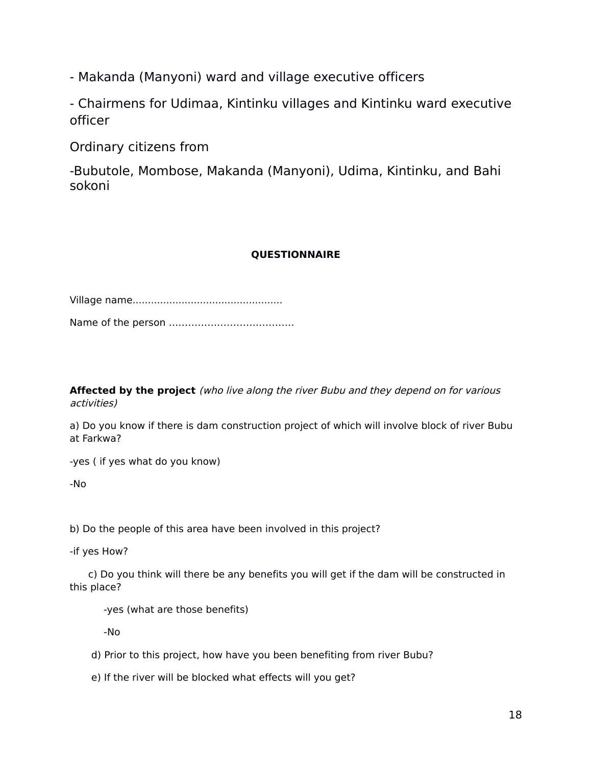- Makanda (Manyoni) ward and village executive officers

- Chairmens for Udimaa, Kintinku villages and Kintinku ward executive officer

Ordinary citizens from

-Bubutole, Mombose, Makanda (Manyoni), Udima, Kintinku, and Bahi sokoni

**QUESTIONNAIRE**

Village name................................................

Name of the person .......................................

**Affected by the project** *(who live along the river Bubu and they depend on for various activities)*

a) Do you know if there is dam construction project of which will involve block of river Bubu at Farkwa?

-yes ( if yes what do you know)

-No

b) Do the people of this area have been involved in this project?

-if yes How?

c) Do you think will there be any benefits you will get if the dam will be constructed in this place?

-yes (what are those benefits)

-No

d) Prior to this project, how have you been benefiting from river Bubu?

e) If the river will be blocked what effects will you get?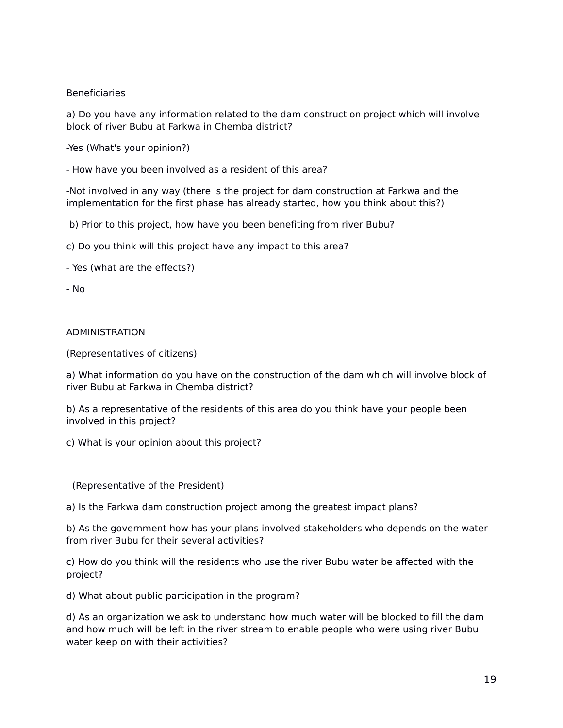Beneficiaries

a) Do you have any information related to the dam construction project which will involve block of river Bubu at Farkwa in Chemba district?

-Yes (What's your opinion?)

- How have you been involved as a resident of this area?

-Not involved in any way (there is the project for dam construction at Farkwa and the implementation for the first phase has already started, how you think about this?)

b) Prior to this project, how have you been benefiting from river Bubu?

c) Do you think will this project have any impact to this area?

- Yes (what are the effects?)

- No

ADMINISTRATION

(Representatives of citizens)

a) What information do you have on the construction of the dam which will involve block of river Bubu at Farkwa in Chemba district?

b) As a representative of the residents of this area do you think have your people been involved in this project?

c) What is your opinion about this project?

(Representative of the President)

a) Is the Farkwa dam construction project among the greatest impact plans?

b) As the government how has your plans involved stakeholders who depends on the water from river Bubu for their several activities?

c) How do you think will the residents who use the river Bubu water be affected with the project?

d) What about public participation in the program?

d) As an organization we ask to understand how much water will be blocked to fill the dam and how much will be left in the river stream to enable people who were using river Bubu water keep on with their activities?